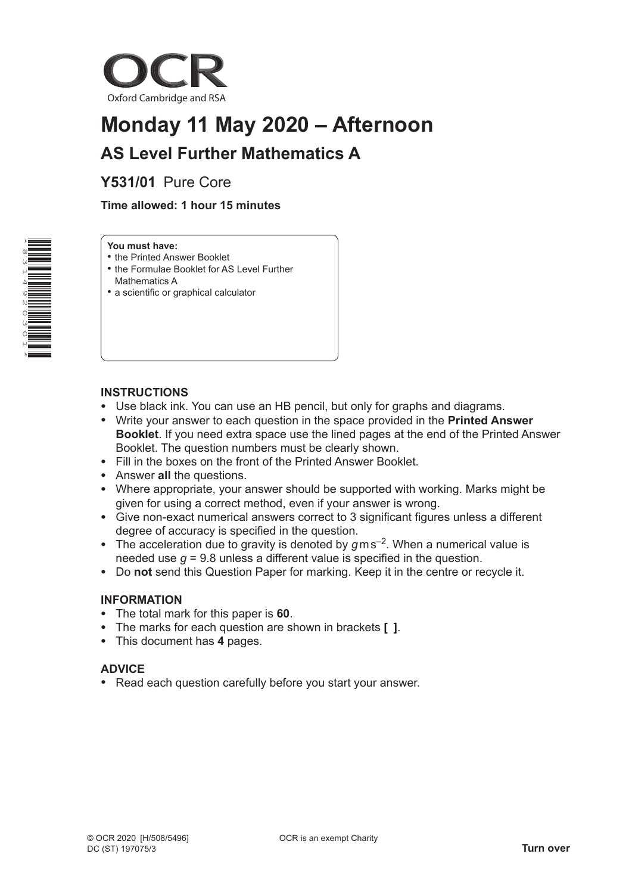OCR

Oxford Cambridge and RSA

# Monday 11 May 2020 – Afternoon

## AS Level Further Mathematics A

**Y531/01** Pure Core

**Time allowed: 1 hour 15 minutes**

*8314920301*

**You must have:**
- the Printed Answer Booklet
- the Formulae Booklet for AS Level Further Mathematics A
- a scientific or graphical calculator

### INSTRUCTIONS

- Use black ink. You can use an HB pencil, but only for graphs and diagrams.
- Write your answer to each question in the space provided in the **Printed Answer Booklet**. If you need extra space use the lined pages at the end of the Printed Answer Booklet. The question numbers must be clearly shown.
- Fill in the boxes on the front of the Printed Answer Booklet.
- Answer **all** the questions.
- Where appropriate, your answer should be supported with working. Marks might be given for using a correct method, even if your answer is wrong.
- Give non-exact numerical answers correct to 3 significant figures unless a different degree of accuracy is specified in the question.
- The acceleration due to gravity is denoted by $g\,\text{m}\,\text{s}^{-2}$. When a numerical value is needed use $g = 9.8$ unless a different value is specified in the question.
- Do **not** send this Question Paper for marking. Keep it in the centre or recycle it.

### INFORMATION

- The total mark for this paper is **60**.
- The marks for each question are shown in brackets **[ ]**.
- This document has **4** pages.

### ADVICE

- Read each question carefully before you start your answer.

© OCR 2020 [H/508/5496]
DC (ST) 197075/3

OCR is an exempt Charity

**Turn over**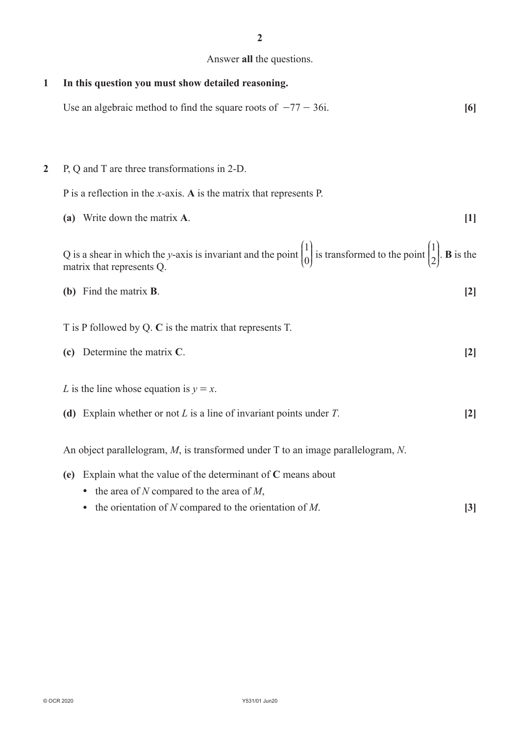Answer **all** the questions.

**1** **In this question you must show detailed reasoning.**

Use an algebraic method to find the square roots of $-77 - 36\text{i}$. **[6]**

**2** P, Q and T are three transformations in 2-D.

P is a reflection in the $x$-axis. $\mathbf{A}$ is the matrix that represents P.

**(a)** Write down the matrix $\mathbf{A}$. **[1]**

Q is a shear in which the $y$-axis is invariant and the point $\begin{pmatrix} 1 \\ 0 \end{pmatrix}$ is transformed to the point $\begin{pmatrix} 1 \\ 2 \end{pmatrix}$. $\mathbf{B}$ is the matrix that represents Q.

**(b)** Find the matrix $\mathbf{B}$. **[2]**

T is P followed by Q. $\mathbf{C}$ is the matrix that represents T.

**(c)** Determine the matrix $\mathbf{C}$. **[2]**

$L$ is the line whose equation is $y = x$.

**(d)** Explain whether or not $L$ is a line of invariant points under $T$. **[2]**

An object parallelogram, $M$, is transformed under T to an image parallelogram, $N$.

**(e)** Explain what the value of the determinant of $\mathbf{C}$ means about

- the area of $N$ compared to the area of $M$,
- the orientation of $N$ compared to the orientation of $M$. **[3]**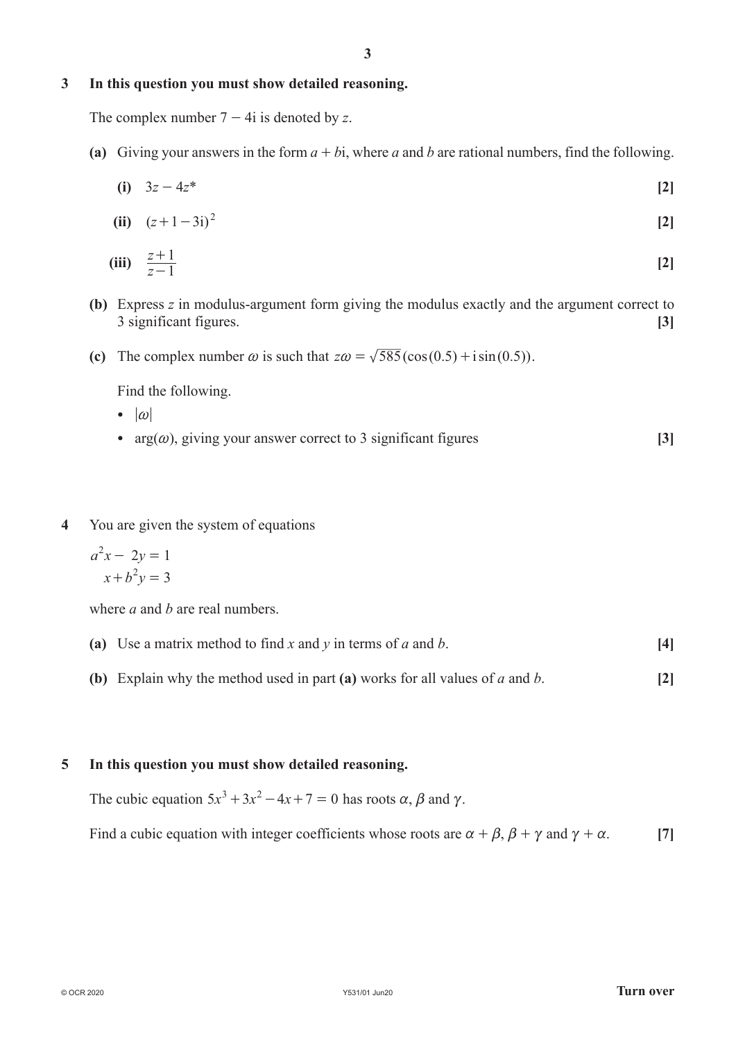**3** **In this question you must show detailed reasoning.**

The complex number $7 - 4\text{i}$ is denoted by $z$.

**(a)** Giving your answers in the form $a + b\text{i}$, where $a$ and $b$ are rational numbers, find the following.

**(i)** $3z - 4z^*$ **[2]**

**(ii)** $(z + 1 - 3\text{i})^2$ **[2]**

**(iii)** $\dfrac{z+1}{z-1}$ **[2]**

**(b)** Express $z$ in modulus-argument form giving the modulus exactly and the argument correct to 3 significant figures. **[3]**

**(c)** The complex number $\omega$ is such that $z\omega = \sqrt{585}(\cos(0.5) + \text{i}\sin(0.5))$.

Find the following.

- $|\omega|$
- $\arg(\omega)$, giving your answer correct to 3 significant figures **[3]**

**4** You are given the system of equations

$$a^2x - 2y = 1$$
$$x + b^2y = 3$$

where $a$ and $b$ are real numbers.

**(a)** Use a matrix method to find $x$ and $y$ in terms of $a$ and $b$. **[4]**

**(b)** Explain why the method used in part **(a)** works for all values of $a$ and $b$. **[2]**

**5** **In this question you must show detailed reasoning.**

The cubic equation $5x^3 + 3x^2 - 4x + 7 = 0$ has roots $\alpha$, $\beta$ and $\gamma$.

Find a cubic equation with integer coefficients whose roots are $\alpha + \beta$, $\beta + \gamma$ and $\gamma + \alpha$. **[7]**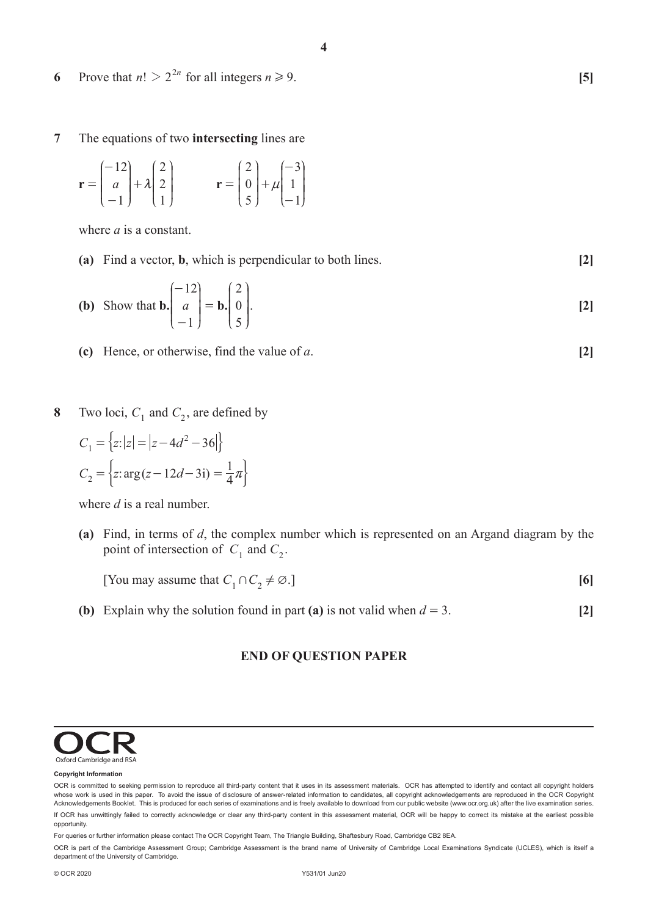**6** Prove that $n! > 2^{2n}$ for all integers $n \geqslant 9$. **[5]**

**7** The equations of two **intersecting** lines are

$$\mathbf{r} = \begin{pmatrix} -12 \\ a \\ -1 \end{pmatrix} + \lambda \begin{pmatrix} 2 \\ 2 \\ 1 \end{pmatrix} \qquad \mathbf{r} = \begin{pmatrix} 2 \\ 0 \\ 5 \end{pmatrix} + \mu \begin{pmatrix} -3 \\ 1 \\ -1 \end{pmatrix}$$

where $a$ is a constant.

**(a)** Find a vector, $\mathbf{b}$, which is perpendicular to both lines. **[2]**

**(b)** Show that $\mathbf{b}.\begin{pmatrix} -12 \\ a \\ -1 \end{pmatrix} = \mathbf{b}.\begin{pmatrix} 2 \\ 0 \\ 5 \end{pmatrix}$. **[2]**

**(c)** Hence, or otherwise, find the value of $a$. **[2]**

**8** Two loci, $C_1$ and $C_2$, are defined by

$$C_1 = \left\{ z : |z| = |z - 4d^2 - 36| \right\}$$

$$C_2 = \left\{ z : \arg(z - 12d - 3\mathrm{i}) = \frac{1}{4}\pi \right\}$$

where $d$ is a real number.

**(a)** Find, in terms of $d$, the complex number which is represented on an Argand diagram by the point of intersection of $C_1$ and $C_2$.

[You may assume that $C_1 \cap C_2 \neq \varnothing$.] **[6]**

**(b)** Explain why the solution found in part **(a)** is not valid when $d = 3$. **[2]**

**END OF QUESTION PAPER**

**Copyright Information**

OCR is committed to seeking permission to reproduce all third-party content that it uses in its assessment materials. OCR has attempted to identify and contact all copyright holders whose work is used in this paper. To avoid the issue of disclosure of answer-related information to candidates, all copyright acknowledgements are reproduced in the OCR Copyright Acknowledgements Booklet. This is produced for each series of examinations and is freely available to download from our public website (www.ocr.org.uk) after the live examination series.

If OCR has unwittingly failed to correctly acknowledge or clear any third-party content in this assessment material, OCR will be happy to correct its mistake at the earliest possible opportunity.

For queries or further information please contact The OCR Copyright Team, The Triangle Building, Shaftesbury Road, Cambridge CB2 8EA.

OCR is part of the Cambridge Assessment Group; Cambridge Assessment is the brand name of University of Cambridge Local Examinations Syndicate (UCLES), which is itself a department of the University of Cambridge.